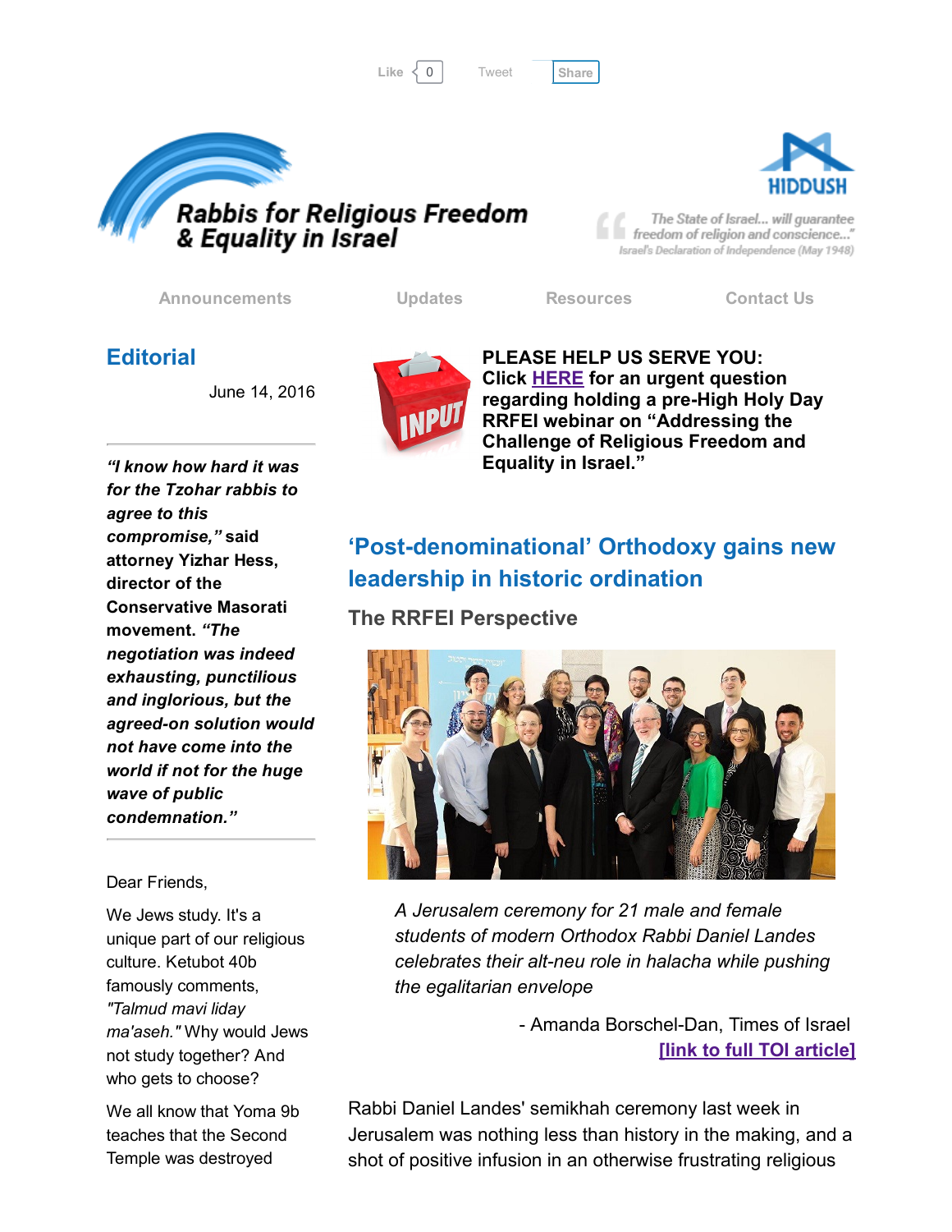Like 0 Tweet Share

# Rabbis for Religious Freedom & Equality in Israel

HIDDUSH

*The State of Israel... will guarantee freedom of religion and conscience...*
Israel's Declaration of Independence (May 1948)

Announcements | Updates | Resources | Contact Us

## Editorial

June 14, 2016

***"I know how hard it was for the Tzohar rabbis to agree to this compromise,"* said attorney Yizhar Hess, director of the Conservative Masorati movement. *"The negotiation was indeed exhausting, punctilious and inglorious, but the agreed-on solution would not have come into the world if not for the huge wave of public condemnation."***

Dear Friends,

We Jews study. It's a unique part of our religious culture. Ketubot 40b famously comments, *"Talmud mavi liday ma'aseh."* Why would Jews not study together? And who gets to choose?

We all know that Yoma 9b teaches that the Second Temple was destroyed

**PLEASE HELP US SERVE YOU: Click HERE for an urgent question regarding holding a pre-High Holy Day RRFEI webinar on "Addressing the Challenge of Religious Freedom and Equality in Israel."**

## 'Post-denominational' Orthodoxy gains new leadership in historic ordination

### The RRFEI Perspective

*A Jerusalem ceremony for 21 male and female students of modern Orthodox Rabbi Daniel Landes celebrates their alt-neu role in halacha while pushing the egalitarian envelope*

- Amanda Borschel-Dan, Times of Israel

**[link to full TOI article]**

Rabbi Daniel Landes' semikhah ceremony last week in Jerusalem was nothing less than history in the making, and a shot of positive infusion in an otherwise frustrating religious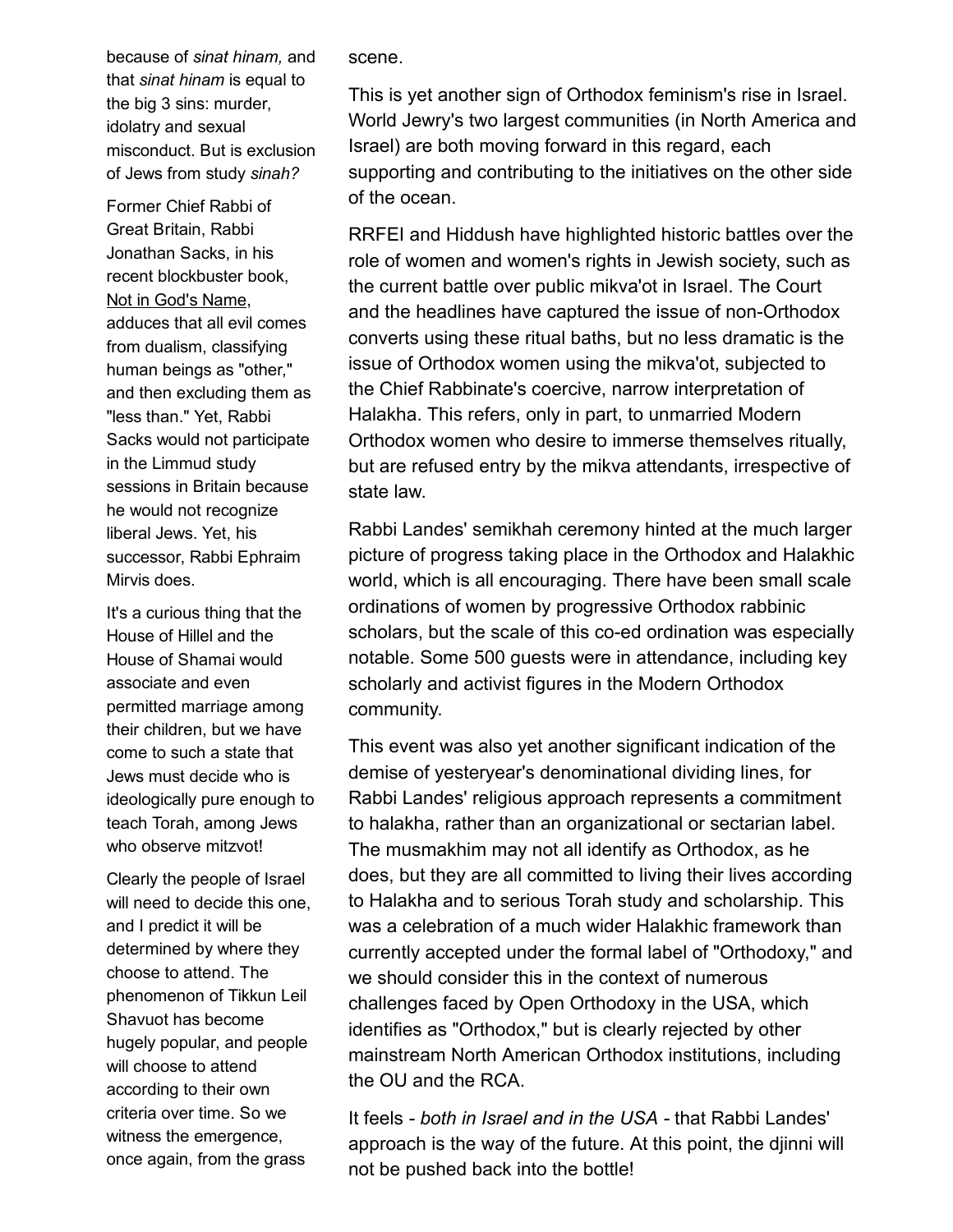because of *sinat hinam,* and that *sinat hinam* is equal to the big 3 sins: murder, idolatry and sexual misconduct. But is exclusion of Jews from study *sinah?*

Former Chief Rabbi of Great Britain, Rabbi Jonathan Sacks, in his recent blockbuster book, Not in God's Name, adduces that all evil comes from dualism, classifying human beings as "other," and then excluding them as "less than." Yet, Rabbi Sacks would not participate in the Limmud study sessions in Britain because he would not recognize liberal Jews. Yet, his successor, Rabbi Ephraim Mirvis does.

It's a curious thing that the House of Hillel and the House of Shamai would associate and even permitted marriage among their children, but we have come to such a state that Jews must decide who is ideologically pure enough to teach Torah, among Jews who observe mitzvot!

Clearly the people of Israel will need to decide this one, and I predict it will be determined by where they choose to attend. The phenomenon of Tikkun Leil Shavuot has become hugely popular, and people will choose to attend according to their own criteria over time. So we witness the emergence, once again, from the grass scene.

This is yet another sign of Orthodox feminism's rise in Israel. World Jewry's two largest communities (in North America and Israel) are both moving forward in this regard, each supporting and contributing to the initiatives on the other side of the ocean.

RRFEI and Hiddush have highlighted historic battles over the role of women and women's rights in Jewish society, such as the current battle over public mikva'ot in Israel. The Court and the headlines have captured the issue of non-Orthodox converts using these ritual baths, but no less dramatic is the issue of Orthodox women using the mikva'ot, subjected to the Chief Rabbinate's coercive, narrow interpretation of Halakha. This refers, only in part, to unmarried Modern Orthodox women who desire to immerse themselves ritually, but are refused entry by the mikva attendants, irrespective of state law.

Rabbi Landes' semikhah ceremony hinted at the much larger picture of progress taking place in the Orthodox and Halakhic world, which is all encouraging. There have been small scale ordinations of women by progressive Orthodox rabbinic scholars, but the scale of this co-ed ordination was especially notable. Some 500 guests were in attendance, including key scholarly and activist figures in the Modern Orthodox community.

This event was also yet another significant indication of the demise of yesteryear's denominational dividing lines, for Rabbi Landes' religious approach represents a commitment to halakha, rather than an organizational or sectarian label. The musmakhim may not all identify as Orthodox, as he does, but they are all committed to living their lives according to Halakha and to serious Torah study and scholarship. This was a celebration of a much wider Halakhic framework than currently accepted under the formal label of "Orthodoxy," and we should consider this in the context of numerous challenges faced by Open Orthodoxy in the USA, which identifies as "Orthodox," but is clearly rejected by other mainstream North American Orthodox institutions, including the OU and the RCA.

It feels - *both in Israel and in the USA* - that Rabbi Landes' approach is the way of the future. At this point, the djinni will not be pushed back into the bottle!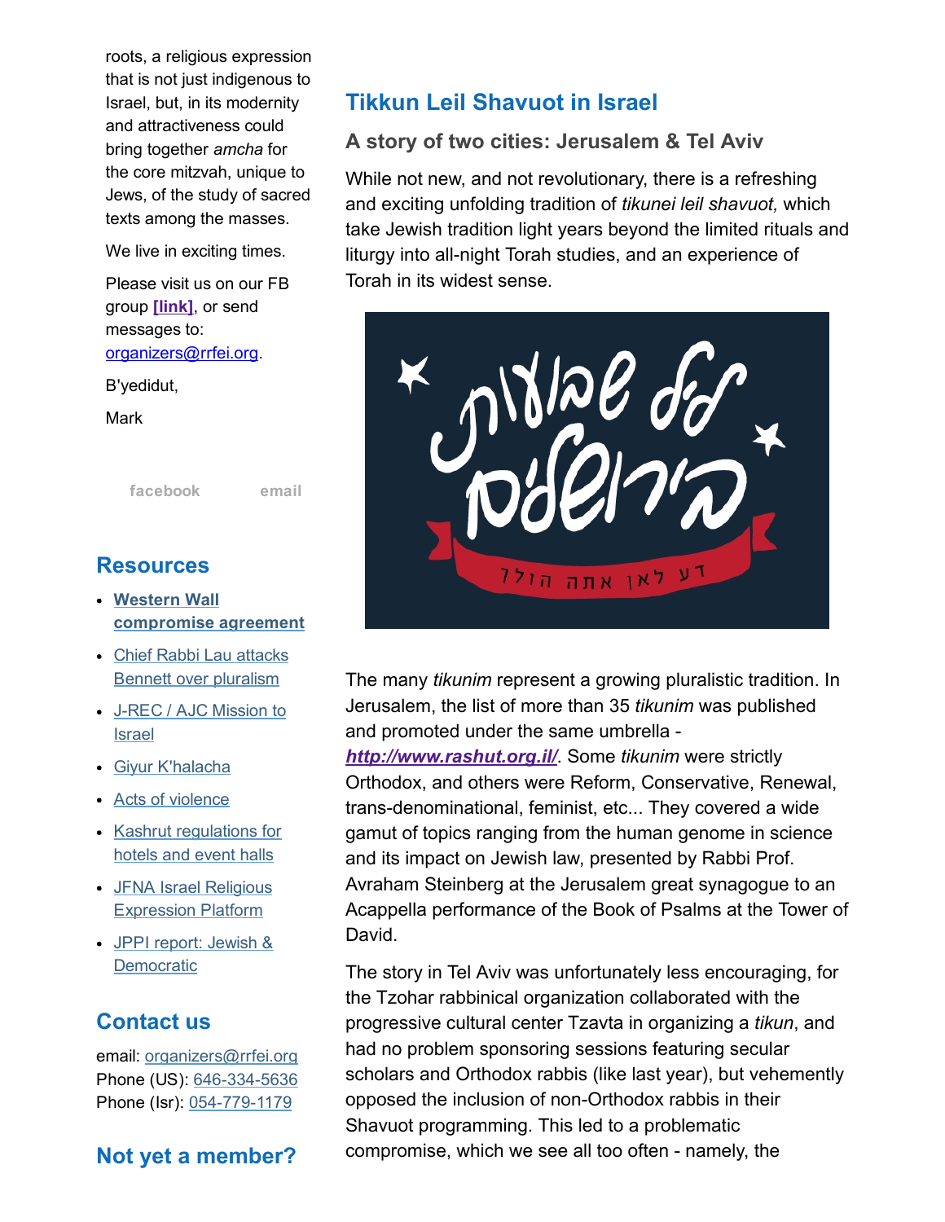roots, a religious expression that is not just indigenous to Israel, but, in its modernity and attractiveness could bring together *amcha* for the core mitzvah, unique to Jews, of the study of sacred texts among the masses.

We live in exciting times.

Please visit us on our FB group **[link]**, or send messages to: organizers@rrfei.org.

B'yedidut,

Mark

facebook email

## Resources

- **Western Wall compromise agreement**
- Chief Rabbi Lau attacks Bennett over pluralism
- J-REC / AJC Mission to Israel
- Giyur K'halacha
- Acts of violence
- Kashrut regulations for hotels and event halls
- JFNA Israel Religious Expression Platform
- JPPI report: Jewish & Democratic

## Contact us

email: organizers@rrfei.org
Phone (US): 646-334-5636
Phone (Isr): 054-779-1179

## Not yet a member?

## Tikkun Leil Shavuot in Israel

### A story of two cities: Jerusalem & Tel Aviv

While not new, and not revolutionary, there is a refreshing and exciting unfolding tradition of *tikunei leil shavuot,* which take Jewish tradition light years beyond the limited rituals and liturgy into all-night Torah studies, and an experience of Torah in its widest sense.

ליל שבועות בירושלים
דע לאן אתה הולך

The many *tikunim* represent a growing pluralistic tradition. In Jerusalem, the list of more than 35 *tikunim* was published and promoted under the same umbrella - ***http://www.rashut.org.il/***. Some *tikunim* were strictly Orthodox, and others were Reform, Conservative, Renewal, trans-denominational, feminist, etc... They covered a wide gamut of topics ranging from the human genome in science and its impact on Jewish law, presented by Rabbi Prof. Avraham Steinberg at the Jerusalem great synagogue to an Acappella performance of the Book of Psalms at the Tower of David.

The story in Tel Aviv was unfortunately less encouraging, for the Tzohar rabbinical organization collaborated with the progressive cultural center Tzavta in organizing a *tikun*, and had no problem sponsoring sessions featuring secular scholars and Orthodox rabbis (like last year), but vehemently opposed the inclusion of non-Orthodox rabbis in their Shavuot programming. This led to a problematic compromise, which we see all too often - namely, the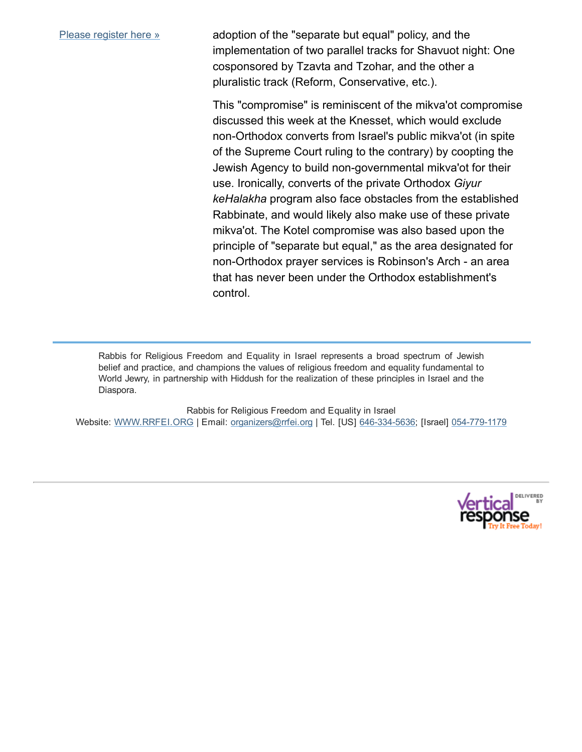[Please register here »](#)

adoption of the "separate but equal" policy, and the implementation of two parallel tracks for Shavuot night: One cosponsored by Tzavta and Tzohar, and the other a pluralistic track (Reform, Conservative, etc.).

This "compromise" is reminiscent of the mikva'ot compromise discussed this week at the Knesset, which would exclude non-Orthodox converts from Israel's public mikva'ot (in spite of the Supreme Court ruling to the contrary) by coopting the Jewish Agency to build non-governmental mikva'ot for their use. Ironically, converts of the private Orthodox *Giyur keHalakha* program also face obstacles from the established Rabbinate, and would likely also make use of these private mikva'ot. The Kotel compromise was also based upon the principle of "separate but equal," as the area designated for non-Orthodox prayer services is Robinson's Arch - an area that has never been under the Orthodox establishment's control.

---

Rabbis for Religious Freedom and Equality in Israel represents a broad spectrum of Jewish belief and practice, and champions the values of religious freedom and equality fundamental to World Jewry, in partnership with Hiddush for the realization of these principles in Israel and the Diaspora.

Rabbis for Religious Freedom and Equality in Israel
Website: [WWW.RRFEI.ORG](http://WWW.RRFEI.ORG) | Email: [organizers@rrfei.org](mailto:organizers@rrfei.org) | Tel. [US] 646-334-5636; [Israel] 054-779-1179

---

Vertical response DELIVERED BY Try It Free Today!